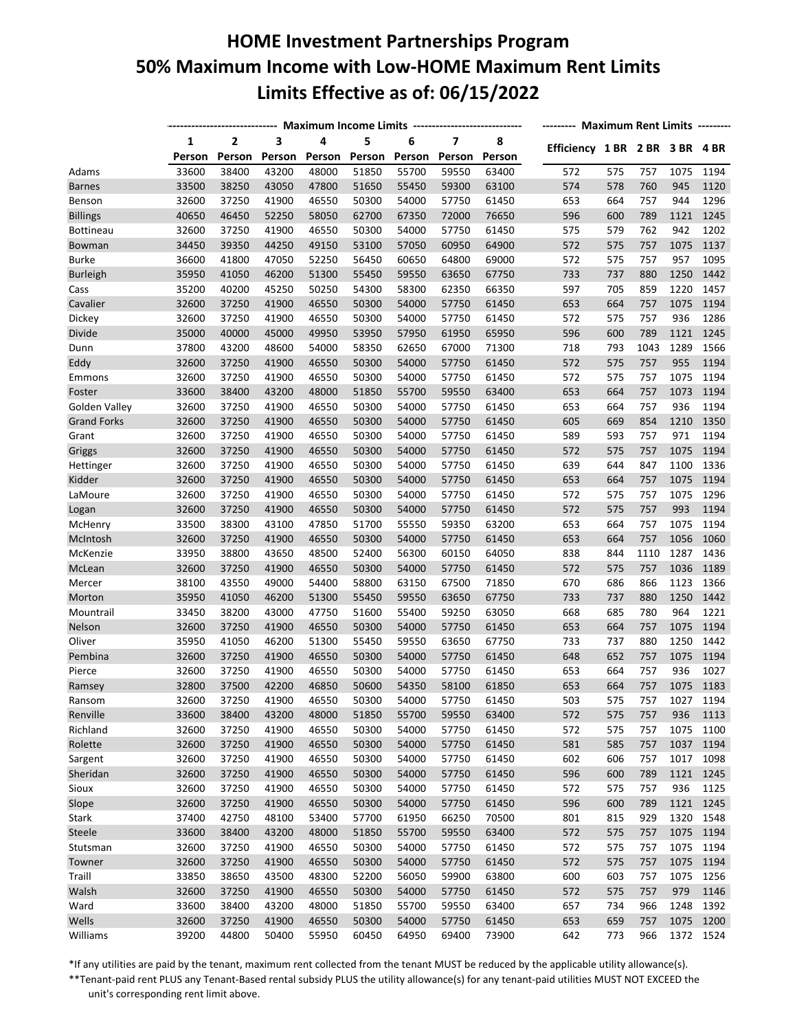# HOME Investment Partnerships Program
# 50% Maximum Income with Low-HOME Maximum Rent Limits
# Limits Effective as of: 06/15/2022

| | Maximum Income Limits | | | | | | | | Maximum Rent Limits | | | | |
|---|---|---|---|---|---|---|---|---|---|---|---|---|---|
| | 1 Person | 2 Person | 3 Person | 4 Person | 5 Person | 6 Person | 7 Person | 8 Person | Efficiency | 1 BR | 2 BR | 3 BR | 4 BR |
| Adams | 33600 | 38400 | 43200 | 48000 | 51850 | 55700 | 59550 | 63400 | 572 | 575 | 757 | 1075 | 1194 |
| Barnes | 33500 | 38250 | 43050 | 47800 | 51650 | 55450 | 59300 | 63100 | 574 | 578 | 760 | 945 | 1120 |
| Benson | 32600 | 37250 | 41900 | 46550 | 50300 | 54000 | 57750 | 61450 | 653 | 664 | 757 | 944 | 1296 |
| Billings | 40650 | 46450 | 52250 | 58050 | 62700 | 67350 | 72000 | 76650 | 596 | 600 | 789 | 1121 | 1245 |
| Bottineau | 32600 | 37250 | 41900 | 46550 | 50300 | 54000 | 57750 | 61450 | 575 | 579 | 762 | 942 | 1202 |
| Bowman | 34450 | 39350 | 44250 | 49150 | 53100 | 57050 | 60950 | 64900 | 572 | 575 | 757 | 1075 | 1137 |
| Burke | 36600 | 41800 | 47050 | 52250 | 56450 | 60650 | 64800 | 69000 | 572 | 575 | 757 | 957 | 1095 |
| Burleigh | 35950 | 41050 | 46200 | 51300 | 55450 | 59550 | 63650 | 67750 | 733 | 737 | 880 | 1250 | 1442 |
| Cass | 35200 | 40200 | 45250 | 50250 | 54300 | 58300 | 62350 | 66350 | 597 | 705 | 859 | 1220 | 1457 |
| Cavalier | 32600 | 37250 | 41900 | 46550 | 50300 | 54000 | 57750 | 61450 | 653 | 664 | 757 | 1075 | 1194 |
| Dickey | 32600 | 37250 | 41900 | 46550 | 50300 | 54000 | 57750 | 61450 | 572 | 575 | 757 | 936 | 1286 |
| Divide | 35000 | 40000 | 45000 | 49950 | 53950 | 57950 | 61950 | 65950 | 596 | 600 | 789 | 1121 | 1245 |
| Dunn | 37800 | 43200 | 48600 | 54000 | 58350 | 62650 | 67000 | 71300 | 718 | 793 | 1043 | 1289 | 1566 |
| Eddy | 32600 | 37250 | 41900 | 46550 | 50300 | 54000 | 57750 | 61450 | 572 | 575 | 757 | 955 | 1194 |
| Emmons | 32600 | 37250 | 41900 | 46550 | 50300 | 54000 | 57750 | 61450 | 572 | 575 | 757 | 1075 | 1194 |
| Foster | 33600 | 38400 | 43200 | 48000 | 51850 | 55700 | 59550 | 63400 | 653 | 664 | 757 | 1073 | 1194 |
| Golden Valley | 32600 | 37250 | 41900 | 46550 | 50300 | 54000 | 57750 | 61450 | 653 | 664 | 757 | 936 | 1194 |
| Grand Forks | 32600 | 37250 | 41900 | 46550 | 50300 | 54000 | 57750 | 61450 | 605 | 669 | 854 | 1210 | 1350 |
| Grant | 32600 | 37250 | 41900 | 46550 | 50300 | 54000 | 57750 | 61450 | 589 | 593 | 757 | 971 | 1194 |
| Griggs | 32600 | 37250 | 41900 | 46550 | 50300 | 54000 | 57750 | 61450 | 572 | 575 | 757 | 1075 | 1194 |
| Hettinger | 32600 | 37250 | 41900 | 46550 | 50300 | 54000 | 57750 | 61450 | 639 | 644 | 847 | 1100 | 1336 |
| Kidder | 32600 | 37250 | 41900 | 46550 | 50300 | 54000 | 57750 | 61450 | 653 | 664 | 757 | 1075 | 1194 |
| LaMoure | 32600 | 37250 | 41900 | 46550 | 50300 | 54000 | 57750 | 61450 | 572 | 575 | 757 | 1075 | 1296 |
| Logan | 32600 | 37250 | 41900 | 46550 | 50300 | 54000 | 57750 | 61450 | 572 | 575 | 757 | 993 | 1194 |
| McHenry | 33500 | 38300 | 43100 | 47850 | 51700 | 55550 | 59350 | 63200 | 653 | 664 | 757 | 1075 | 1194 |
| McIntosh | 32600 | 37250 | 41900 | 46550 | 50300 | 54000 | 57750 | 61450 | 653 | 664 | 757 | 1056 | 1060 |
| McKenzie | 33950 | 38800 | 43650 | 48500 | 52400 | 56300 | 60150 | 64050 | 838 | 844 | 1110 | 1287 | 1436 |
| McLean | 32600 | 37250 | 41900 | 46550 | 50300 | 54000 | 57750 | 61450 | 572 | 575 | 757 | 1036 | 1189 |
| Mercer | 38100 | 43550 | 49000 | 54400 | 58800 | 63150 | 67500 | 71850 | 670 | 686 | 866 | 1123 | 1366 |
| Morton | 35950 | 41050 | 46200 | 51300 | 55450 | 59550 | 63650 | 67750 | 733 | 737 | 880 | 1250 | 1442 |
| Mountrail | 33450 | 38200 | 43000 | 47750 | 51600 | 55400 | 59250 | 63050 | 668 | 685 | 780 | 964 | 1221 |
| Nelson | 32600 | 37250 | 41900 | 46550 | 50300 | 54000 | 57750 | 61450 | 653 | 664 | 757 | 1075 | 1194 |
| Oliver | 35950 | 41050 | 46200 | 51300 | 55450 | 59550 | 63650 | 67750 | 733 | 737 | 880 | 1250 | 1442 |
| Pembina | 32600 | 37250 | 41900 | 46550 | 50300 | 54000 | 57750 | 61450 | 648 | 652 | 757 | 1075 | 1194 |
| Pierce | 32600 | 37250 | 41900 | 46550 | 50300 | 54000 | 57750 | 61450 | 653 | 664 | 757 | 936 | 1027 |
| Ramsey | 32800 | 37500 | 42200 | 46850 | 50600 | 54350 | 58100 | 61850 | 653 | 664 | 757 | 1075 | 1183 |
| Ransom | 32600 | 37250 | 41900 | 46550 | 50300 | 54000 | 57750 | 61450 | 503 | 575 | 757 | 1027 | 1194 |
| Renville | 33600 | 38400 | 43200 | 48000 | 51850 | 55700 | 59550 | 63400 | 572 | 575 | 757 | 936 | 1113 |
| Richland | 32600 | 37250 | 41900 | 46550 | 50300 | 54000 | 57750 | 61450 | 572 | 575 | 757 | 1075 | 1100 |
| Rolette | 32600 | 37250 | 41900 | 46550 | 50300 | 54000 | 57750 | 61450 | 581 | 585 | 757 | 1037 | 1194 |
| Sargent | 32600 | 37250 | 41900 | 46550 | 50300 | 54000 | 57750 | 61450 | 602 | 606 | 757 | 1017 | 1098 |
| Sheridan | 32600 | 37250 | 41900 | 46550 | 50300 | 54000 | 57750 | 61450 | 596 | 600 | 789 | 1121 | 1245 |
| Sioux | 32600 | 37250 | 41900 | 46550 | 50300 | 54000 | 57750 | 61450 | 572 | 575 | 757 | 936 | 1125 |
| Slope | 32600 | 37250 | 41900 | 46550 | 50300 | 54000 | 57750 | 61450 | 596 | 600 | 789 | 1121 | 1245 |
| Stark | 37400 | 42750 | 48100 | 53400 | 57700 | 61950 | 66250 | 70500 | 801 | 815 | 929 | 1320 | 1548 |
| Steele | 33600 | 38400 | 43200 | 48000 | 51850 | 55700 | 59550 | 63400 | 572 | 575 | 757 | 1075 | 1194 |
| Stutsman | 32600 | 37250 | 41900 | 46550 | 50300 | 54000 | 57750 | 61450 | 572 | 575 | 757 | 1075 | 1194 |
| Towner | 32600 | 37250 | 41900 | 46550 | 50300 | 54000 | 57750 | 61450 | 572 | 575 | 757 | 1075 | 1194 |
| Traill | 33850 | 38650 | 43500 | 48300 | 52200 | 56050 | 59900 | 63800 | 600 | 603 | 757 | 1075 | 1256 |
| Walsh | 32600 | 37250 | 41900 | 46550 | 50300 | 54000 | 57750 | 61450 | 572 | 575 | 757 | 979 | 1146 |
| Ward | 33600 | 38400 | 43200 | 48000 | 51850 | 55700 | 59550 | 63400 | 657 | 734 | 966 | 1248 | 1392 |
| Wells | 32600 | 37250 | 41900 | 46550 | 50300 | 54000 | 57750 | 61450 | 653 | 659 | 757 | 1075 | 1200 |
| Williams | 39200 | 44800 | 50400 | 55950 | 60450 | 64950 | 69400 | 73900 | 642 | 773 | 966 | 1372 | 1524 |

*If any utilities are paid by the tenant, maximum rent collected from the tenant MUST be reduced by the applicable utility allowance(s).

**Tenant-paid rent PLUS any Tenant-Based rental subsidy PLUS the utility allowance(s) for any tenant-paid utilities MUST NOT EXCEED the unit's corresponding rent limit above.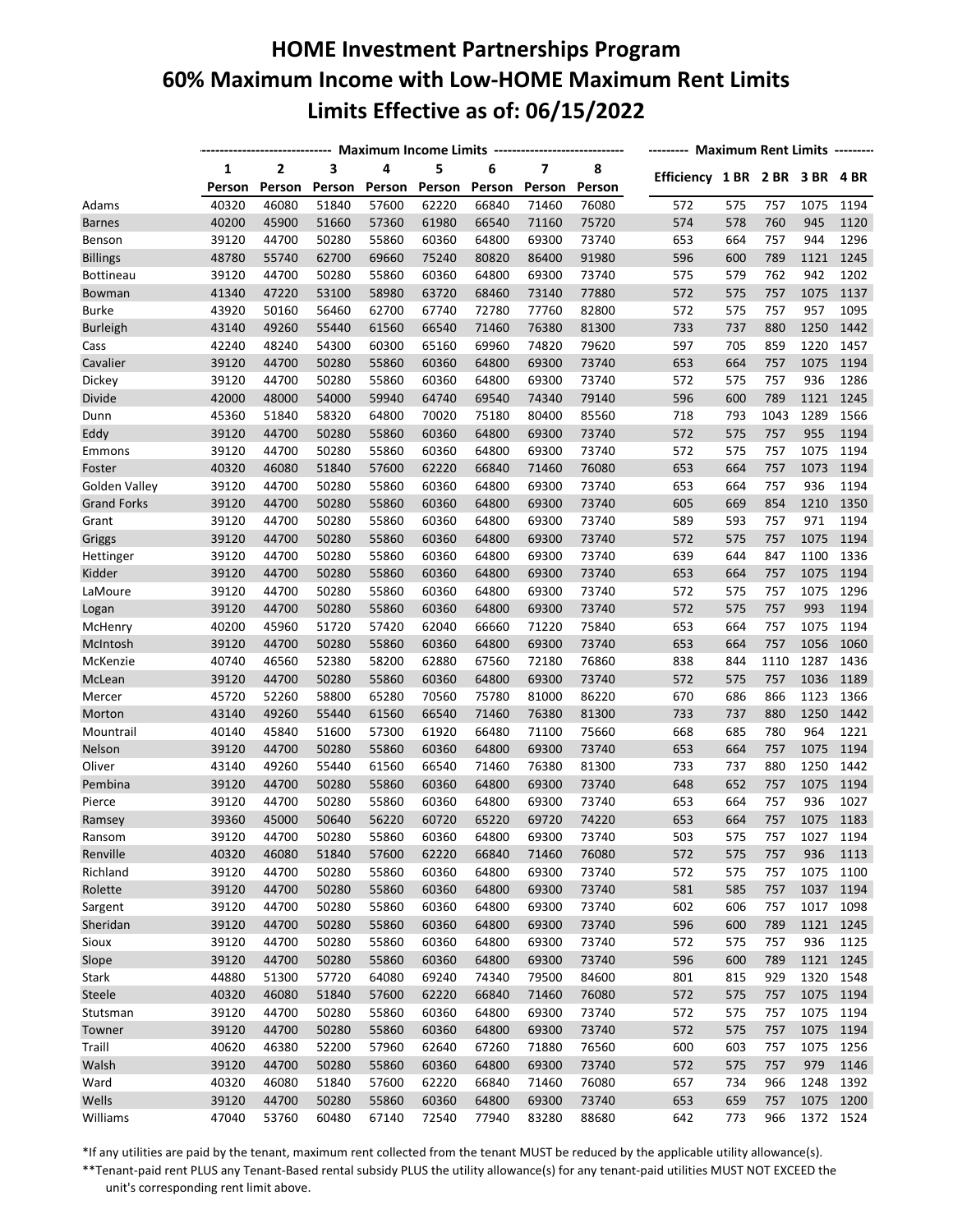# HOME Investment Partnerships Program
# 60% Maximum Income with Low-HOME Maximum Rent Limits
# Limits Effective as of: 06/15/2022

| | Maximum Income Limits | | | | | | | | Maximum Rent Limits | | | | |
|---|---|---|---|---|---|---|---|---|---|---|---|---|---|
| | 1 Person | 2 Person | 3 Person | 4 Person | 5 Person | 6 Person | 7 Person | 8 Person | Efficiency | 1 BR | 2 BR | 3 BR | 4 BR |
| Adams | 40320 | 46080 | 51840 | 57600 | 62220 | 66840 | 71460 | 76080 | 572 | 575 | 757 | 1075 | 1194 |
| Barnes | 40200 | 45900 | 51660 | 57360 | 61980 | 66540 | 71160 | 75720 | 574 | 578 | 760 | 945 | 1120 |
| Benson | 39120 | 44700 | 50280 | 55860 | 60360 | 64800 | 69300 | 73740 | 653 | 664 | 757 | 944 | 1296 |
| Billings | 48780 | 55740 | 62700 | 69660 | 75240 | 80820 | 86400 | 91980 | 596 | 600 | 789 | 1121 | 1245 |
| Bottineau | 39120 | 44700 | 50280 | 55860 | 60360 | 64800 | 69300 | 73740 | 575 | 579 | 762 | 942 | 1202 |
| Bowman | 41340 | 47220 | 53100 | 58980 | 63720 | 68460 | 73140 | 77880 | 572 | 575 | 757 | 1075 | 1137 |
| Burke | 43920 | 50160 | 56460 | 62700 | 67740 | 72780 | 77760 | 82800 | 572 | 575 | 757 | 957 | 1095 |
| Burleigh | 43140 | 49260 | 55440 | 61560 | 66540 | 71460 | 76380 | 81300 | 733 | 737 | 880 | 1250 | 1442 |
| Cass | 42240 | 48240 | 54300 | 60300 | 65160 | 69960 | 74820 | 79620 | 597 | 705 | 859 | 1220 | 1457 |
| Cavalier | 39120 | 44700 | 50280 | 55860 | 60360 | 64800 | 69300 | 73740 | 653 | 664 | 757 | 1075 | 1194 |
| Dickey | 39120 | 44700 | 50280 | 55860 | 60360 | 64800 | 69300 | 73740 | 572 | 575 | 757 | 936 | 1286 |
| Divide | 42000 | 48000 | 54000 | 59940 | 64740 | 69540 | 74340 | 79140 | 596 | 600 | 789 | 1121 | 1245 |
| Dunn | 45360 | 51840 | 58320 | 64800 | 70020 | 75180 | 80400 | 85560 | 718 | 793 | 1043 | 1289 | 1566 |
| Eddy | 39120 | 44700 | 50280 | 55860 | 60360 | 64800 | 69300 | 73740 | 572 | 575 | 757 | 955 | 1194 |
| Emmons | 39120 | 44700 | 50280 | 55860 | 60360 | 64800 | 69300 | 73740 | 572 | 575 | 757 | 1075 | 1194 |
| Foster | 40320 | 46080 | 51840 | 57600 | 62220 | 66840 | 71460 | 76080 | 653 | 664 | 757 | 1073 | 1194 |
| Golden Valley | 39120 | 44700 | 50280 | 55860 | 60360 | 64800 | 69300 | 73740 | 653 | 664 | 757 | 936 | 1194 |
| Grand Forks | 39120 | 44700 | 50280 | 55860 | 60360 | 64800 | 69300 | 73740 | 605 | 669 | 854 | 1210 | 1350 |
| Grant | 39120 | 44700 | 50280 | 55860 | 60360 | 64800 | 69300 | 73740 | 589 | 593 | 757 | 971 | 1194 |
| Griggs | 39120 | 44700 | 50280 | 55860 | 60360 | 64800 | 69300 | 73740 | 572 | 575 | 757 | 1075 | 1194 |
| Hettinger | 39120 | 44700 | 50280 | 55860 | 60360 | 64800 | 69300 | 73740 | 639 | 644 | 847 | 1100 | 1336 |
| Kidder | 39120 | 44700 | 50280 | 55860 | 60360 | 64800 | 69300 | 73740 | 653 | 664 | 757 | 1075 | 1194 |
| LaMoure | 39120 | 44700 | 50280 | 55860 | 60360 | 64800 | 69300 | 73740 | 572 | 575 | 757 | 1075 | 1296 |
| Logan | 39120 | 44700 | 50280 | 55860 | 60360 | 64800 | 69300 | 73740 | 572 | 575 | 757 | 993 | 1194 |
| McHenry | 40200 | 45960 | 51720 | 57420 | 62040 | 66660 | 71220 | 75840 | 653 | 664 | 757 | 1075 | 1194 |
| McIntosh | 39120 | 44700 | 50280 | 55860 | 60360 | 64800 | 69300 | 73740 | 653 | 664 | 757 | 1056 | 1060 |
| McKenzie | 40740 | 46560 | 52380 | 58200 | 62880 | 67560 | 72180 | 76860 | 838 | 844 | 1110 | 1287 | 1436 |
| McLean | 39120 | 44700 | 50280 | 55860 | 60360 | 64800 | 69300 | 73740 | 572 | 575 | 757 | 1036 | 1189 |
| Mercer | 45720 | 52260 | 58800 | 65280 | 70560 | 75780 | 81000 | 86220 | 670 | 686 | 866 | 1123 | 1366 |
| Morton | 43140 | 49260 | 55440 | 61560 | 66540 | 71460 | 76380 | 81300 | 733 | 737 | 880 | 1250 | 1442 |
| Mountrail | 40140 | 45840 | 51600 | 57300 | 61920 | 66480 | 71100 | 75660 | 668 | 685 | 780 | 964 | 1221 |
| Nelson | 39120 | 44700 | 50280 | 55860 | 60360 | 64800 | 69300 | 73740 | 653 | 664 | 757 | 1075 | 1194 |
| Oliver | 43140 | 49260 | 55440 | 61560 | 66540 | 71460 | 76380 | 81300 | 733 | 737 | 880 | 1250 | 1442 |
| Pembina | 39120 | 44700 | 50280 | 55860 | 60360 | 64800 | 69300 | 73740 | 648 | 652 | 757 | 1075 | 1194 |
| Pierce | 39120 | 44700 | 50280 | 55860 | 60360 | 64800 | 69300 | 73740 | 653 | 664 | 757 | 936 | 1027 |
| Ramsey | 39360 | 45000 | 50640 | 56220 | 60720 | 65220 | 69720 | 74220 | 653 | 664 | 757 | 1075 | 1183 |
| Ransom | 39120 | 44700 | 50280 | 55860 | 60360 | 64800 | 69300 | 73740 | 503 | 575 | 757 | 1027 | 1194 |
| Renville | 40320 | 46080 | 51840 | 57600 | 62220 | 66840 | 71460 | 76080 | 572 | 575 | 757 | 936 | 1113 |
| Richland | 39120 | 44700 | 50280 | 55860 | 60360 | 64800 | 69300 | 73740 | 572 | 575 | 757 | 1075 | 1100 |
| Rolette | 39120 | 44700 | 50280 | 55860 | 60360 | 64800 | 69300 | 73740 | 581 | 585 | 757 | 1037 | 1194 |
| Sargent | 39120 | 44700 | 50280 | 55860 | 60360 | 64800 | 69300 | 73740 | 602 | 606 | 757 | 1017 | 1098 |
| Sheridan | 39120 | 44700 | 50280 | 55860 | 60360 | 64800 | 69300 | 73740 | 596 | 600 | 789 | 1121 | 1245 |
| Sioux | 39120 | 44700 | 50280 | 55860 | 60360 | 64800 | 69300 | 73740 | 572 | 575 | 757 | 936 | 1125 |
| Slope | 39120 | 44700 | 50280 | 55860 | 60360 | 64800 | 69300 | 73740 | 596 | 600 | 789 | 1121 | 1245 |
| Stark | 44880 | 51300 | 57720 | 64080 | 69240 | 74340 | 79500 | 84600 | 801 | 815 | 929 | 1320 | 1548 |
| Steele | 40320 | 46080 | 51840 | 57600 | 62220 | 66840 | 71460 | 76080 | 572 | 575 | 757 | 1075 | 1194 |
| Stutsman | 39120 | 44700 | 50280 | 55860 | 60360 | 64800 | 69300 | 73740 | 572 | 575 | 757 | 1075 | 1194 |
| Towner | 39120 | 44700 | 50280 | 55860 | 60360 | 64800 | 69300 | 73740 | 572 | 575 | 757 | 1075 | 1194 |
| Traill | 40620 | 46380 | 52200 | 57960 | 62640 | 67260 | 71880 | 76560 | 600 | 603 | 757 | 1075 | 1256 |
| Walsh | 39120 | 44700 | 50280 | 55860 | 60360 | 64800 | 69300 | 73740 | 572 | 575 | 757 | 979 | 1146 |
| Ward | 40320 | 46080 | 51840 | 57600 | 62220 | 66840 | 71460 | 76080 | 657 | 734 | 966 | 1248 | 1392 |
| Wells | 39120 | 44700 | 50280 | 55860 | 60360 | 64800 | 69300 | 73740 | 653 | 659 | 757 | 1075 | 1200 |
| Williams | 47040 | 53760 | 60480 | 67140 | 72540 | 77940 | 83280 | 88680 | 642 | 773 | 966 | 1372 | 1524 |

*If any utilities are paid by the tenant, maximum rent collected from the tenant MUST be reduced by the applicable utility allowance(s).

**Tenant-paid rent PLUS any Tenant-Based rental subsidy PLUS the utility allowance(s) for any tenant-paid utilities MUST NOT EXCEED the unit's corresponding rent limit above.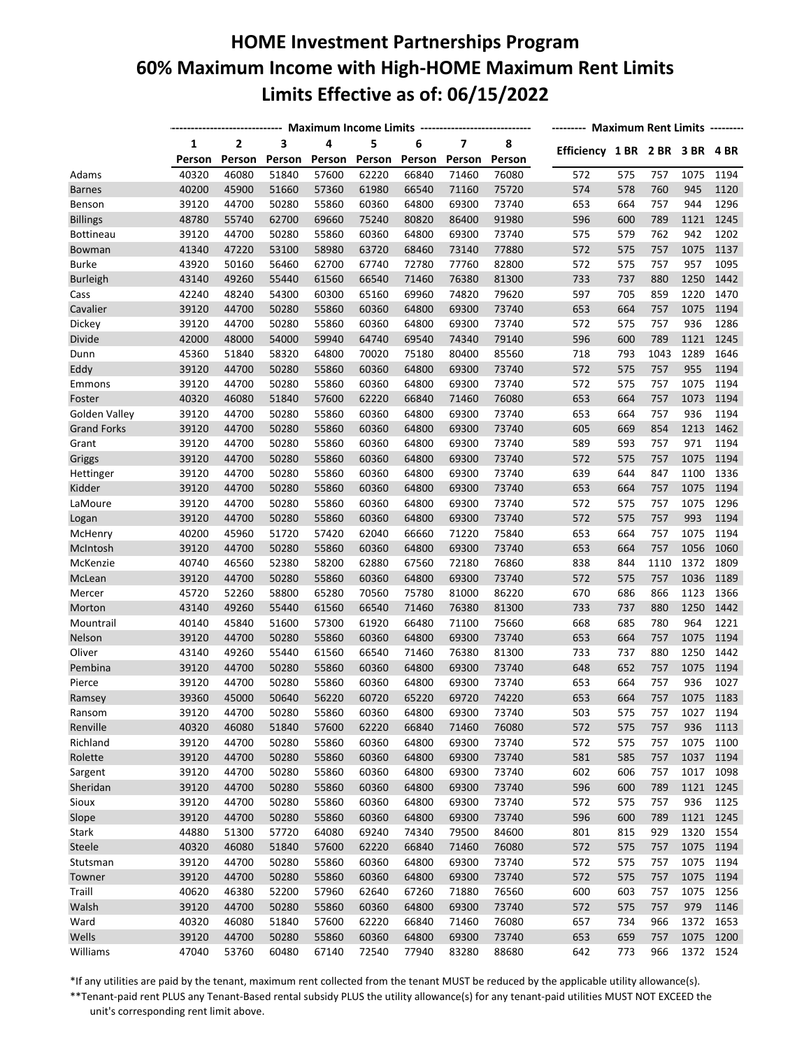# HOME Investment Partnerships Program
# 60% Maximum Income with High-HOME Maximum Rent Limits
# Limits Effective as of: 06/15/2022

| | Maximum Income Limits | | | | | | | | Maximum Rent Limits | | | | |
|---|---|---|---|---|---|---|---|---|---|---|---|---|---|
| | 1 Person | 2 Person | 3 Person | 4 Person | 5 Person | 6 Person | 7 Person | 8 Person | Efficiency | 1 BR | 2 BR | 3 BR | 4 BR |
| Adams | 40320 | 46080 | 51840 | 57600 | 62220 | 66840 | 71460 | 76080 | 572 | 575 | 757 | 1075 | 1194 |
| Barnes | 40200 | 45900 | 51660 | 57360 | 61980 | 66540 | 71160 | 75720 | 574 | 578 | 760 | 945 | 1120 |
| Benson | 39120 | 44700 | 50280 | 55860 | 60360 | 64800 | 69300 | 73740 | 653 | 664 | 757 | 944 | 1296 |
| Billings | 48780 | 55740 | 62700 | 69660 | 75240 | 80820 | 86400 | 91980 | 596 | 600 | 789 | 1121 | 1245 |
| Bottineau | 39120 | 44700 | 50280 | 55860 | 60360 | 64800 | 69300 | 73740 | 575 | 579 | 762 | 942 | 1202 |
| Bowman | 41340 | 47220 | 53100 | 58980 | 63720 | 68460 | 73140 | 77880 | 572 | 575 | 757 | 1075 | 1137 |
| Burke | 43920 | 50160 | 56460 | 62700 | 67740 | 72780 | 77760 | 82800 | 572 | 575 | 757 | 957 | 1095 |
| Burleigh | 43140 | 49260 | 55440 | 61560 | 66540 | 71460 | 76380 | 81300 | 733 | 737 | 880 | 1250 | 1442 |
| Cass | 42240 | 48240 | 54300 | 60300 | 65160 | 69960 | 74820 | 79620 | 597 | 705 | 859 | 1220 | 1470 |
| Cavalier | 39120 | 44700 | 50280 | 55860 | 60360 | 64800 | 69300 | 73740 | 653 | 664 | 757 | 1075 | 1194 |
| Dickey | 39120 | 44700 | 50280 | 55860 | 60360 | 64800 | 69300 | 73740 | 572 | 575 | 757 | 936 | 1286 |
| Divide | 42000 | 48000 | 54000 | 59940 | 64740 | 69540 | 74340 | 79140 | 596 | 600 | 789 | 1121 | 1245 |
| Dunn | 45360 | 51840 | 58320 | 64800 | 70020 | 75180 | 80400 | 85560 | 718 | 793 | 1043 | 1289 | 1646 |
| Eddy | 39120 | 44700 | 50280 | 55860 | 60360 | 64800 | 69300 | 73740 | 572 | 575 | 757 | 955 | 1194 |
| Emmons | 39120 | 44700 | 50280 | 55860 | 60360 | 64800 | 69300 | 73740 | 572 | 575 | 757 | 1075 | 1194 |
| Foster | 40320 | 46080 | 51840 | 57600 | 62220 | 66840 | 71460 | 76080 | 653 | 664 | 757 | 1073 | 1194 |
| Golden Valley | 39120 | 44700 | 50280 | 55860 | 60360 | 64800 | 69300 | 73740 | 653 | 664 | 757 | 936 | 1194 |
| Grand Forks | 39120 | 44700 | 50280 | 55860 | 60360 | 64800 | 69300 | 73740 | 605 | 669 | 854 | 1213 | 1462 |
| Grant | 39120 | 44700 | 50280 | 55860 | 60360 | 64800 | 69300 | 73740 | 589 | 593 | 757 | 971 | 1194 |
| Griggs | 39120 | 44700 | 50280 | 55860 | 60360 | 64800 | 69300 | 73740 | 572 | 575 | 757 | 1075 | 1194 |
| Hettinger | 39120 | 44700 | 50280 | 55860 | 60360 | 64800 | 69300 | 73740 | 639 | 644 | 847 | 1100 | 1336 |
| Kidder | 39120 | 44700 | 50280 | 55860 | 60360 | 64800 | 69300 | 73740 | 653 | 664 | 757 | 1075 | 1194 |
| LaMoure | 39120 | 44700 | 50280 | 55860 | 60360 | 64800 | 69300 | 73740 | 572 | 575 | 757 | 1075 | 1296 |
| Logan | 39120 | 44700 | 50280 | 55860 | 60360 | 64800 | 69300 | 73740 | 572 | 575 | 757 | 993 | 1194 |
| McHenry | 40200 | 45960 | 51720 | 57420 | 62040 | 66660 | 71220 | 75840 | 653 | 664 | 757 | 1075 | 1194 |
| McIntosh | 39120 | 44700 | 50280 | 55860 | 60360 | 64800 | 69300 | 73740 | 653 | 664 | 757 | 1056 | 1060 |
| McKenzie | 40740 | 46560 | 52380 | 58200 | 62880 | 67560 | 72180 | 76860 | 838 | 844 | 1110 | 1372 | 1809 |
| McLean | 39120 | 44700 | 50280 | 55860 | 60360 | 64800 | 69300 | 73740 | 572 | 575 | 757 | 1036 | 1189 |
| Mercer | 45720 | 52260 | 58800 | 65280 | 70560 | 75780 | 81000 | 86220 | 670 | 686 | 866 | 1123 | 1366 |
| Morton | 43140 | 49260 | 55440 | 61560 | 66540 | 71460 | 76380 | 81300 | 733 | 737 | 880 | 1250 | 1442 |
| Mountrail | 40140 | 45840 | 51600 | 57300 | 61920 | 66480 | 71100 | 75660 | 668 | 685 | 780 | 964 | 1221 |
| Nelson | 39120 | 44700 | 50280 | 55860 | 60360 | 64800 | 69300 | 73740 | 653 | 664 | 757 | 1075 | 1194 |
| Oliver | 43140 | 49260 | 55440 | 61560 | 66540 | 71460 | 76380 | 81300 | 733 | 737 | 880 | 1250 | 1442 |
| Pembina | 39120 | 44700 | 50280 | 55860 | 60360 | 64800 | 69300 | 73740 | 648 | 652 | 757 | 1075 | 1194 |
| Pierce | 39120 | 44700 | 50280 | 55860 | 60360 | 64800 | 69300 | 73740 | 653 | 664 | 757 | 936 | 1027 |
| Ramsey | 39360 | 45000 | 50640 | 56220 | 60720 | 65220 | 69720 | 74220 | 653 | 664 | 757 | 1075 | 1183 |
| Ransom | 39120 | 44700 | 50280 | 55860 | 60360 | 64800 | 69300 | 73740 | 503 | 575 | 757 | 1027 | 1194 |
| Renville | 40320 | 46080 | 51840 | 57600 | 62220 | 66840 | 71460 | 76080 | 572 | 575 | 757 | 936 | 1113 |
| Richland | 39120 | 44700 | 50280 | 55860 | 60360 | 64800 | 69300 | 73740 | 572 | 575 | 757 | 1075 | 1100 |
| Rolette | 39120 | 44700 | 50280 | 55860 | 60360 | 64800 | 69300 | 73740 | 581 | 585 | 757 | 1037 | 1194 |
| Sargent | 39120 | 44700 | 50280 | 55860 | 60360 | 64800 | 69300 | 73740 | 602 | 606 | 757 | 1017 | 1098 |
| Sheridan | 39120 | 44700 | 50280 | 55860 | 60360 | 64800 | 69300 | 73740 | 596 | 600 | 789 | 1121 | 1245 |
| Sioux | 39120 | 44700 | 50280 | 55860 | 60360 | 64800 | 69300 | 73740 | 572 | 575 | 757 | 936 | 1125 |
| Slope | 39120 | 44700 | 50280 | 55860 | 60360 | 64800 | 69300 | 73740 | 596 | 600 | 789 | 1121 | 1245 |
| Stark | 44880 | 51300 | 57720 | 64080 | 69240 | 74340 | 79500 | 84600 | 801 | 815 | 929 | 1320 | 1554 |
| Steele | 40320 | 46080 | 51840 | 57600 | 62220 | 66840 | 71460 | 76080 | 572 | 575 | 757 | 1075 | 1194 |
| Stutsman | 39120 | 44700 | 50280 | 55860 | 60360 | 64800 | 69300 | 73740 | 572 | 575 | 757 | 1075 | 1194 |
| Towner | 39120 | 44700 | 50280 | 55860 | 60360 | 64800 | 69300 | 73740 | 572 | 575 | 757 | 1075 | 1194 |
| Traill | 40620 | 46380 | 52200 | 57960 | 62640 | 67260 | 71880 | 76560 | 600 | 603 | 757 | 1075 | 1256 |
| Walsh | 39120 | 44700 | 50280 | 55860 | 60360 | 64800 | 69300 | 73740 | 572 | 575 | 757 | 979 | 1146 |
| Ward | 40320 | 46080 | 51840 | 57600 | 62220 | 66840 | 71460 | 76080 | 657 | 734 | 966 | 1372 | 1653 |
| Wells | 39120 | 44700 | 50280 | 55860 | 60360 | 64800 | 69300 | 73740 | 653 | 659 | 757 | 1075 | 1200 |
| Williams | 47040 | 53760 | 60480 | 67140 | 72540 | 77940 | 83280 | 88680 | 642 | 773 | 966 | 1372 | 1524 |

*If any utilities are paid by the tenant, maximum rent collected from the tenant MUST be reduced by the applicable utility allowance(s).

**Tenant-paid rent PLUS any Tenant-Based rental subsidy PLUS the utility allowance(s) for any tenant-paid utilities MUST NOT EXCEED the unit's corresponding rent limit above.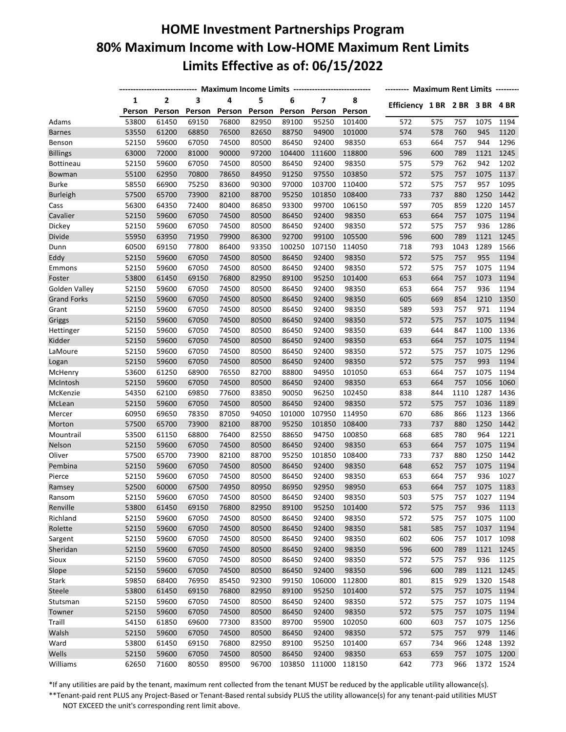# HOME Investment Partnerships Program
# 80% Maximum Income with Low-HOME Maximum Rent Limits
# Limits Effective as of: 06/15/2022

| | Maximum Income Limits | | | | | | | | Maximum Rent Limits | | | | |
|---|---|---|---|---|---|---|---|---|---|---|---|---|---|
| | 1 Person | 2 Person | 3 Person | 4 Person | 5 Person | 6 Person | 7 Person | 8 Person | Efficiency | 1 BR | 2 BR | 3 BR | 4 BR |
| Adams | 53800 | 61450 | 69150 | 76800 | 82950 | 89100 | 95250 | 101400 | 572 | 575 | 757 | 1075 | 1194 |
| Barnes | 53550 | 61200 | 68850 | 76500 | 82650 | 88750 | 94900 | 101000 | 574 | 578 | 760 | 945 | 1120 |
| Benson | 52150 | 59600 | 67050 | 74500 | 80500 | 86450 | 92400 | 98350 | 653 | 664 | 757 | 944 | 1296 |
| Billings | 63000 | 72000 | 81000 | 90000 | 97200 | 104400 | 111600 | 118800 | 596 | 600 | 789 | 1121 | 1245 |
| Bottineau | 52150 | 59600 | 67050 | 74500 | 80500 | 86450 | 92400 | 98350 | 575 | 579 | 762 | 942 | 1202 |
| Bowman | 55100 | 62950 | 70800 | 78650 | 84950 | 91250 | 97550 | 103850 | 572 | 575 | 757 | 1075 | 1137 |
| Burke | 58550 | 66900 | 75250 | 83600 | 90300 | 97000 | 103700 | 110400 | 572 | 575 | 757 | 957 | 1095 |
| Burleigh | 57500 | 65700 | 73900 | 82100 | 88700 | 95250 | 101850 | 108400 | 733 | 737 | 880 | 1250 | 1442 |
| Cass | 56300 | 64350 | 72400 | 80400 | 86850 | 93300 | 99700 | 106150 | 597 | 705 | 859 | 1220 | 1457 |
| Cavalier | 52150 | 59600 | 67050 | 74500 | 80500 | 86450 | 92400 | 98350 | 653 | 664 | 757 | 1075 | 1194 |
| Dickey | 52150 | 59600 | 67050 | 74500 | 80500 | 86450 | 92400 | 98350 | 572 | 575 | 757 | 936 | 1286 |
| Divide | 55950 | 63950 | 71950 | 79900 | 86300 | 92700 | 99100 | 105500 | 596 | 600 | 789 | 1121 | 1245 |
| Dunn | 60500 | 69150 | 77800 | 86400 | 93350 | 100250 | 107150 | 114050 | 718 | 793 | 1043 | 1289 | 1566 |
| Eddy | 52150 | 59600 | 67050 | 74500 | 80500 | 86450 | 92400 | 98350 | 572 | 575 | 757 | 955 | 1194 |
| Emmons | 52150 | 59600 | 67050 | 74500 | 80500 | 86450 | 92400 | 98350 | 572 | 575 | 757 | 1075 | 1194 |
| Foster | 53800 | 61450 | 69150 | 76800 | 82950 | 89100 | 95250 | 101400 | 653 | 664 | 757 | 1073 | 1194 |
| Golden Valley | 52150 | 59600 | 67050 | 74500 | 80500 | 86450 | 92400 | 98350 | 653 | 664 | 757 | 936 | 1194 |
| Grand Forks | 52150 | 59600 | 67050 | 74500 | 80500 | 86450 | 92400 | 98350 | 605 | 669 | 854 | 1210 | 1350 |
| Grant | 52150 | 59600 | 67050 | 74500 | 80500 | 86450 | 92400 | 98350 | 589 | 593 | 757 | 971 | 1194 |
| Griggs | 52150 | 59600 | 67050 | 74500 | 80500 | 86450 | 92400 | 98350 | 572 | 575 | 757 | 1075 | 1194 |
| Hettinger | 52150 | 59600 | 67050 | 74500 | 80500 | 86450 | 92400 | 98350 | 639 | 644 | 847 | 1100 | 1336 |
| Kidder | 52150 | 59600 | 67050 | 74500 | 80500 | 86450 | 92400 | 98350 | 653 | 664 | 757 | 1075 | 1194 |
| LaMoure | 52150 | 59600 | 67050 | 74500 | 80500 | 86450 | 92400 | 98350 | 572 | 575 | 757 | 1075 | 1296 |
| Logan | 52150 | 59600 | 67050 | 74500 | 80500 | 86450 | 92400 | 98350 | 572 | 575 | 757 | 993 | 1194 |
| McHenry | 53600 | 61250 | 68900 | 76550 | 82700 | 88800 | 94950 | 101050 | 653 | 664 | 757 | 1075 | 1194 |
| McIntosh | 52150 | 59600 | 67050 | 74500 | 80500 | 86450 | 92400 | 98350 | 653 | 664 | 757 | 1056 | 1060 |
| McKenzie | 54350 | 62100 | 69850 | 77600 | 83850 | 90050 | 96250 | 102450 | 838 | 844 | 1110 | 1287 | 1436 |
| McLean | 52150 | 59600 | 67050 | 74500 | 80500 | 86450 | 92400 | 98350 | 572 | 575 | 757 | 1036 | 1189 |
| Mercer | 60950 | 69650 | 78350 | 87050 | 94050 | 101000 | 107950 | 114950 | 670 | 686 | 866 | 1123 | 1366 |
| Morton | 57500 | 65700 | 73900 | 82100 | 88700 | 95250 | 101850 | 108400 | 733 | 737 | 880 | 1250 | 1442 |
| Mountrail | 53500 | 61150 | 68800 | 76400 | 82550 | 88650 | 94750 | 100850 | 668 | 685 | 780 | 964 | 1221 |
| Nelson | 52150 | 59600 | 67050 | 74500 | 80500 | 86450 | 92400 | 98350 | 653 | 664 | 757 | 1075 | 1194 |
| Oliver | 57500 | 65700 | 73900 | 82100 | 88700 | 95250 | 101850 | 108400 | 733 | 737 | 880 | 1250 | 1442 |
| Pembina | 52150 | 59600 | 67050 | 74500 | 80500 | 86450 | 92400 | 98350 | 648 | 652 | 757 | 1075 | 1194 |
| Pierce | 52150 | 59600 | 67050 | 74500 | 80500 | 86450 | 92400 | 98350 | 653 | 664 | 757 | 936 | 1027 |
| Ramsey | 52500 | 60000 | 67500 | 74950 | 80950 | 86950 | 92950 | 98950 | 653 | 664 | 757 | 1075 | 1183 |
| Ransom | 52150 | 59600 | 67050 | 74500 | 80500 | 86450 | 92400 | 98350 | 503 | 575 | 757 | 1027 | 1194 |
| Renville | 53800 | 61450 | 69150 | 76800 | 82950 | 89100 | 95250 | 101400 | 572 | 575 | 757 | 936 | 1113 |
| Richland | 52150 | 59600 | 67050 | 74500 | 80500 | 86450 | 92400 | 98350 | 572 | 575 | 757 | 1075 | 1100 |
| Rolette | 52150 | 59600 | 67050 | 74500 | 80500 | 86450 | 92400 | 98350 | 581 | 585 | 757 | 1037 | 1194 |
| Sargent | 52150 | 59600 | 67050 | 74500 | 80500 | 86450 | 92400 | 98350 | 602 | 606 | 757 | 1017 | 1098 |
| Sheridan | 52150 | 59600 | 67050 | 74500 | 80500 | 86450 | 92400 | 98350 | 596 | 600 | 789 | 1121 | 1245 |
| Sioux | 52150 | 59600 | 67050 | 74500 | 80500 | 86450 | 92400 | 98350 | 572 | 575 | 757 | 936 | 1125 |
| Slope | 52150 | 59600 | 67050 | 74500 | 80500 | 86450 | 92400 | 98350 | 596 | 600 | 789 | 1121 | 1245 |
| Stark | 59850 | 68400 | 76950 | 85450 | 92300 | 99150 | 106000 | 112800 | 801 | 815 | 929 | 1320 | 1548 |
| Steele | 53800 | 61450 | 69150 | 76800 | 82950 | 89100 | 95250 | 101400 | 572 | 575 | 757 | 1075 | 1194 |
| Stutsman | 52150 | 59600 | 67050 | 74500 | 80500 | 86450 | 92400 | 98350 | 572 | 575 | 757 | 1075 | 1194 |
| Towner | 52150 | 59600 | 67050 | 74500 | 80500 | 86450 | 92400 | 98350 | 572 | 575 | 757 | 1075 | 1194 |
| Traill | 54150 | 61850 | 69600 | 77300 | 83500 | 89700 | 95900 | 102050 | 600 | 603 | 757 | 1075 | 1256 |
| Walsh | 52150 | 59600 | 67050 | 74500 | 80500 | 86450 | 92400 | 98350 | 572 | 575 | 757 | 979 | 1146 |
| Ward | 53800 | 61450 | 69150 | 76800 | 82950 | 89100 | 95250 | 101400 | 657 | 734 | 966 | 1248 | 1392 |
| Wells | 52150 | 59600 | 67050 | 74500 | 80500 | 86450 | 92400 | 98350 | 653 | 659 | 757 | 1075 | 1200 |
| Williams | 62650 | 71600 | 80550 | 89500 | 96700 | 103850 | 111000 | 118150 | 642 | 773 | 966 | 1372 | 1524 |

*If any utilities are paid by the tenant, maximum rent collected from the tenant MUST be reduced by the applicable utility allowance(s).

**Tenant-paid rent PLUS any Project-Based or Tenant-Based rental subsidy PLUS the utility allowance(s) for any tenant-paid utilities MUST NOT EXCEED the unit's corresponding rent limit above.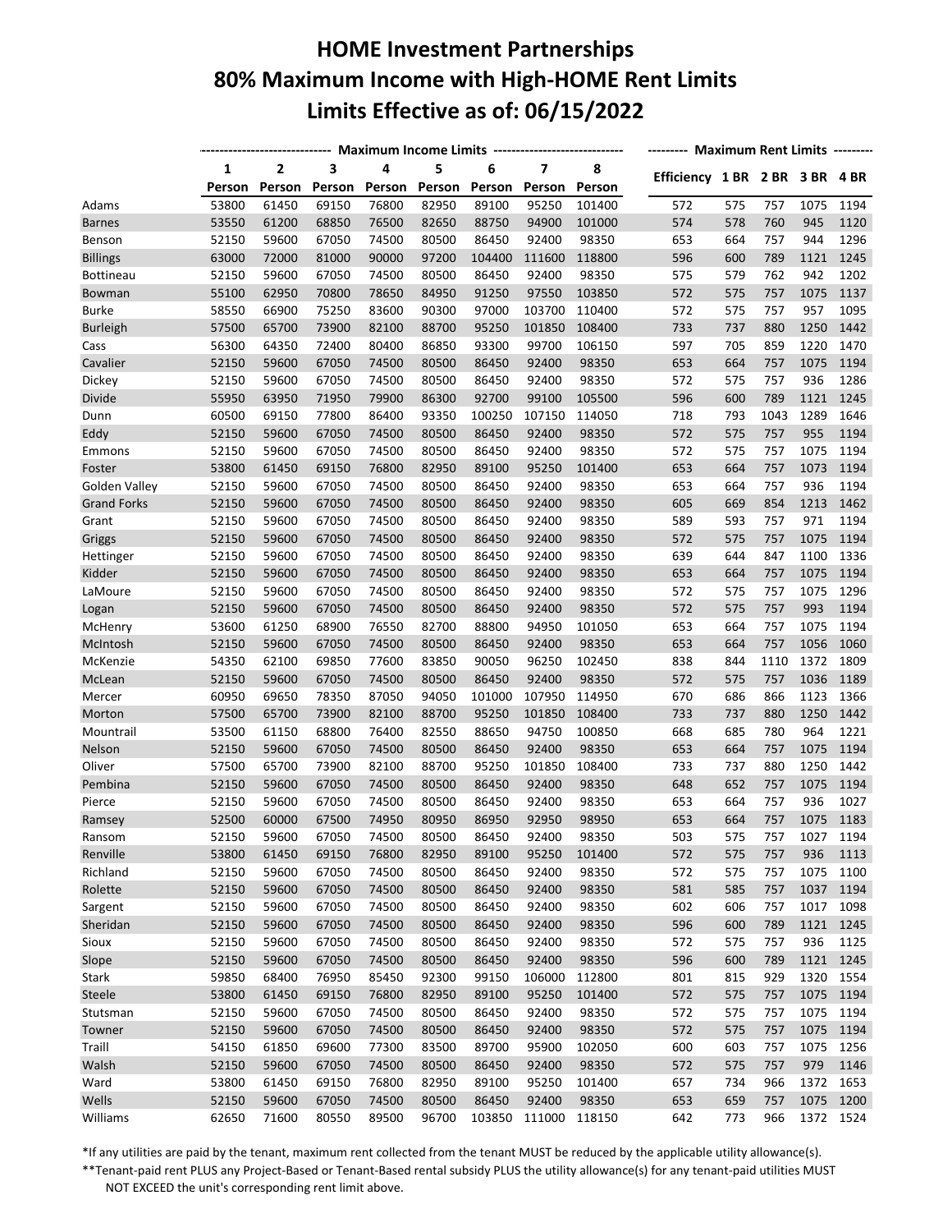# HOME Investment Partnerships
# 80% Maximum Income with High-HOME Rent Limits
# Limits Effective as of: 06/15/2022

| | Maximum Income Limits | | | | | | | | Maximum Rent Limits | | | | |
|---|---|---|---|---|---|---|---|---|---|---|---|---|---|
| | 1 Person | 2 Person | 3 Person | 4 Person | 5 Person | 6 Person | 7 Person | 8 Person | Efficiency | 1 BR | 2 BR | 3 BR | 4 BR |
| Adams | 53800 | 61450 | 69150 | 76800 | 82950 | 89100 | 95250 | 101400 | 572 | 575 | 757 | 1075 | 1194 |
| Barnes | 53550 | 61200 | 68850 | 76500 | 82650 | 88750 | 94900 | 101000 | 574 | 578 | 760 | 945 | 1120 |
| Benson | 52150 | 59600 | 67050 | 74500 | 80500 | 86450 | 92400 | 98350 | 653 | 664 | 757 | 944 | 1296 |
| Billings | 63000 | 72000 | 81000 | 90000 | 97200 | 104400 | 111600 | 118800 | 596 | 600 | 789 | 1121 | 1245 |
| Bottineau | 52150 | 59600 | 67050 | 74500 | 80500 | 86450 | 92400 | 98350 | 575 | 579 | 762 | 942 | 1202 |
| Bowman | 55100 | 62950 | 70800 | 78650 | 84950 | 91250 | 97550 | 103850 | 572 | 575 | 757 | 1075 | 1137 |
| Burke | 58550 | 66900 | 75250 | 83600 | 90300 | 97000 | 103700 | 110400 | 572 | 575 | 757 | 957 | 1095 |
| Burleigh | 57500 | 65700 | 73900 | 82100 | 88700 | 95250 | 101850 | 108400 | 733 | 737 | 880 | 1250 | 1442 |
| Cass | 56300 | 64350 | 72400 | 80400 | 86850 | 93300 | 99700 | 106150 | 597 | 705 | 859 | 1220 | 1470 |
| Cavalier | 52150 | 59600 | 67050 | 74500 | 80500 | 86450 | 92400 | 98350 | 653 | 664 | 757 | 1075 | 1194 |
| Dickey | 52150 | 59600 | 67050 | 74500 | 80500 | 86450 | 92400 | 98350 | 572 | 575 | 757 | 936 | 1286 |
| Divide | 55950 | 63950 | 71950 | 79900 | 86300 | 92700 | 99100 | 105500 | 596 | 600 | 789 | 1121 | 1245 |
| Dunn | 60500 | 69150 | 77800 | 86400 | 93350 | 100250 | 107150 | 114050 | 718 | 793 | 1043 | 1289 | 1646 |
| Eddy | 52150 | 59600 | 67050 | 74500 | 80500 | 86450 | 92400 | 98350 | 572 | 575 | 757 | 955 | 1194 |
| Emmons | 52150 | 59600 | 67050 | 74500 | 80500 | 86450 | 92400 | 98350 | 572 | 575 | 757 | 1075 | 1194 |
| Foster | 53800 | 61450 | 69150 | 76800 | 82950 | 89100 | 95250 | 101400 | 653 | 664 | 757 | 1073 | 1194 |
| Golden Valley | 52150 | 59600 | 67050 | 74500 | 80500 | 86450 | 92400 | 98350 | 653 | 664 | 757 | 936 | 1194 |
| Grand Forks | 52150 | 59600 | 67050 | 74500 | 80500 | 86450 | 92400 | 98350 | 605 | 669 | 854 | 1213 | 1462 |
| Grant | 52150 | 59600 | 67050 | 74500 | 80500 | 86450 | 92400 | 98350 | 589 | 593 | 757 | 971 | 1194 |
| Griggs | 52150 | 59600 | 67050 | 74500 | 80500 | 86450 | 92400 | 98350 | 572 | 575 | 757 | 1075 | 1194 |
| Hettinger | 52150 | 59600 | 67050 | 74500 | 80500 | 86450 | 92400 | 98350 | 639 | 644 | 847 | 1100 | 1336 |
| Kidder | 52150 | 59600 | 67050 | 74500 | 80500 | 86450 | 92400 | 98350 | 653 | 664 | 757 | 1075 | 1194 |
| LaMoure | 52150 | 59600 | 67050 | 74500 | 80500 | 86450 | 92400 | 98350 | 572 | 575 | 757 | 1075 | 1296 |
| Logan | 52150 | 59600 | 67050 | 74500 | 80500 | 86450 | 92400 | 98350 | 572 | 575 | 757 | 993 | 1194 |
| McHenry | 53600 | 61250 | 68900 | 76550 | 82700 | 88800 | 94950 | 101050 | 653 | 664 | 757 | 1075 | 1194 |
| McIntosh | 52150 | 59600 | 67050 | 74500 | 80500 | 86450 | 92400 | 98350 | 653 | 664 | 757 | 1056 | 1060 |
| McKenzie | 54350 | 62100 | 69850 | 77600 | 83850 | 90050 | 96250 | 102450 | 838 | 844 | 1110 | 1372 | 1809 |
| McLean | 52150 | 59600 | 67050 | 74500 | 80500 | 86450 | 92400 | 98350 | 572 | 575 | 757 | 1036 | 1189 |
| Mercer | 60950 | 69650 | 78350 | 87050 | 94050 | 101000 | 107950 | 114950 | 670 | 686 | 866 | 1123 | 1366 |
| Morton | 57500 | 65700 | 73900 | 82100 | 88700 | 95250 | 101850 | 108400 | 733 | 737 | 880 | 1250 | 1442 |
| Mountrail | 53500 | 61150 | 68800 | 76400 | 82550 | 88650 | 94750 | 100850 | 668 | 685 | 780 | 964 | 1221 |
| Nelson | 52150 | 59600 | 67050 | 74500 | 80500 | 86450 | 92400 | 98350 | 653 | 664 | 757 | 1075 | 1194 |
| Oliver | 57500 | 65700 | 73900 | 82100 | 88700 | 95250 | 101850 | 108400 | 733 | 737 | 880 | 1250 | 1442 |
| Pembina | 52150 | 59600 | 67050 | 74500 | 80500 | 86450 | 92400 | 98350 | 648 | 652 | 757 | 1075 | 1194 |
| Pierce | 52150 | 59600 | 67050 | 74500 | 80500 | 86450 | 92400 | 98350 | 653 | 664 | 757 | 936 | 1027 |
| Ramsey | 52500 | 60000 | 67500 | 74950 | 80950 | 86950 | 92950 | 98950 | 653 | 664 | 757 | 1075 | 1183 |
| Ransom | 52150 | 59600 | 67050 | 74500 | 80500 | 86450 | 92400 | 98350 | 503 | 575 | 757 | 1027 | 1194 |
| Renville | 53800 | 61450 | 69150 | 76800 | 82950 | 89100 | 95250 | 101400 | 572 | 575 | 757 | 936 | 1113 |
| Richland | 52150 | 59600 | 67050 | 74500 | 80500 | 86450 | 92400 | 98350 | 572 | 575 | 757 | 1075 | 1100 |
| Rolette | 52150 | 59600 | 67050 | 74500 | 80500 | 86450 | 92400 | 98350 | 581 | 585 | 757 | 1037 | 1194 |
| Sargent | 52150 | 59600 | 67050 | 74500 | 80500 | 86450 | 92400 | 98350 | 602 | 606 | 757 | 1017 | 1098 |
| Sheridan | 52150 | 59600 | 67050 | 74500 | 80500 | 86450 | 92400 | 98350 | 596 | 600 | 789 | 1121 | 1245 |
| Sioux | 52150 | 59600 | 67050 | 74500 | 80500 | 86450 | 92400 | 98350 | 572 | 575 | 757 | 936 | 1125 |
| Slope | 52150 | 59600 | 67050 | 74500 | 80500 | 86450 | 92400 | 98350 | 596 | 600 | 789 | 1121 | 1245 |
| Stark | 59850 | 68400 | 76950 | 85450 | 92300 | 99150 | 106000 | 112800 | 801 | 815 | 929 | 1320 | 1554 |
| Steele | 53800 | 61450 | 69150 | 76800 | 82950 | 89100 | 95250 | 101400 | 572 | 575 | 757 | 1075 | 1194 |
| Stutsman | 52150 | 59600 | 67050 | 74500 | 80500 | 86450 | 92400 | 98350 | 572 | 575 | 757 | 1075 | 1194 |
| Towner | 52150 | 59600 | 67050 | 74500 | 80500 | 86450 | 92400 | 98350 | 572 | 575 | 757 | 1075 | 1194 |
| Traill | 54150 | 61850 | 69600 | 77300 | 83500 | 89700 | 95900 | 102050 | 600 | 603 | 757 | 1075 | 1256 |
| Walsh | 52150 | 59600 | 67050 | 74500 | 80500 | 86450 | 92400 | 98350 | 572 | 575 | 757 | 979 | 1146 |
| Ward | 53800 | 61450 | 69150 | 76800 | 82950 | 89100 | 95250 | 101400 | 657 | 734 | 966 | 1372 | 1653 |
| Wells | 52150 | 59600 | 67050 | 74500 | 80500 | 86450 | 92400 | 98350 | 653 | 659 | 757 | 1075 | 1200 |
| Williams | 62650 | 71600 | 80550 | 89500 | 96700 | 103850 | 111000 | 118150 | 642 | 773 | 966 | 1372 | 1524 |

*If any utilities are paid by the tenant, maximum rent collected from the tenant MUST be reduced by the applicable utility allowance(s).

**Tenant-paid rent PLUS any Project-Based or Tenant-Based rental subsidy PLUS the utility allowance(s) for any tenant-paid utilities MUST NOT EXCEED the unit's corresponding rent limit above.